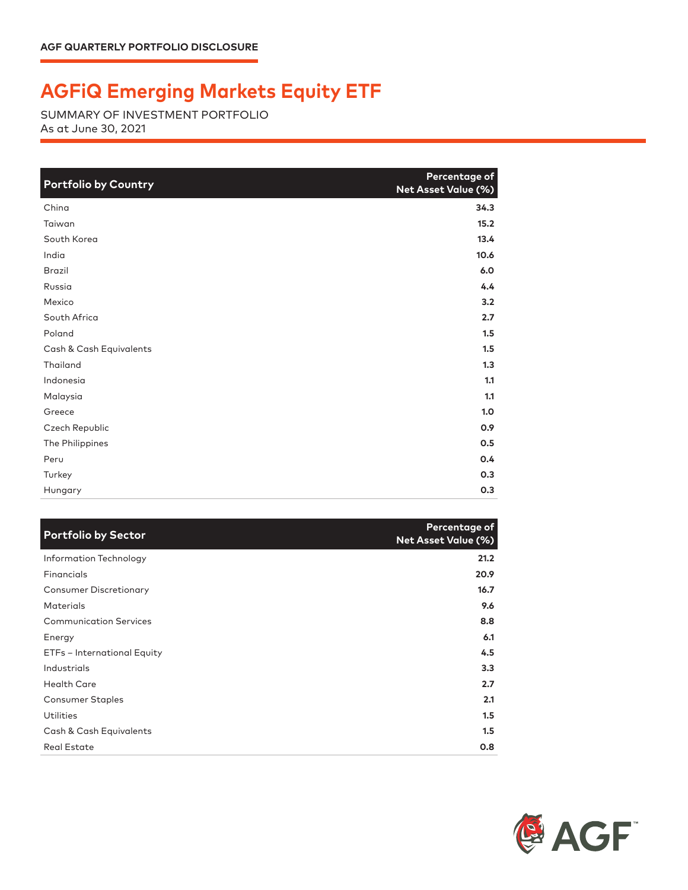AGF QUARTERLY PORTFOLIO DISCLOSURE

# AGFiQ Emerging Markets Equity ETF

SUMMARY OF INVESTMENT PORTFOLIO
As at June 30, 2021

| Portfolio by Country | Percentage of Net Asset Value (%) |
|---|---|
| China | 34.3 |
| Taiwan | 15.2 |
| South Korea | 13.4 |
| India | 10.6 |
| Brazil | 6.0 |
| Russia | 4.4 |
| Mexico | 3.2 |
| South Africa | 2.7 |
| Poland | 1.5 |
| Cash & Cash Equivalents | 1.5 |
| Thailand | 1.3 |
| Indonesia | 1.1 |
| Malaysia | 1.1 |
| Greece | 1.0 |
| Czech Republic | 0.9 |
| The Philippines | 0.5 |
| Peru | 0.4 |
| Turkey | 0.3 |
| Hungary | 0.3 |

| Portfolio by Sector | Percentage of Net Asset Value (%) |
|---|---|
| Information Technology | 21.2 |
| Financials | 20.9 |
| Consumer Discretionary | 16.7 |
| Materials | 9.6 |
| Communication Services | 8.8 |
| Energy | 6.1 |
| ETFs – International Equity | 4.5 |
| Industrials | 3.3 |
| Health Care | 2.7 |
| Consumer Staples | 2.1 |
| Utilities | 1.5 |
| Cash & Cash Equivalents | 1.5 |
| Real Estate | 0.8 |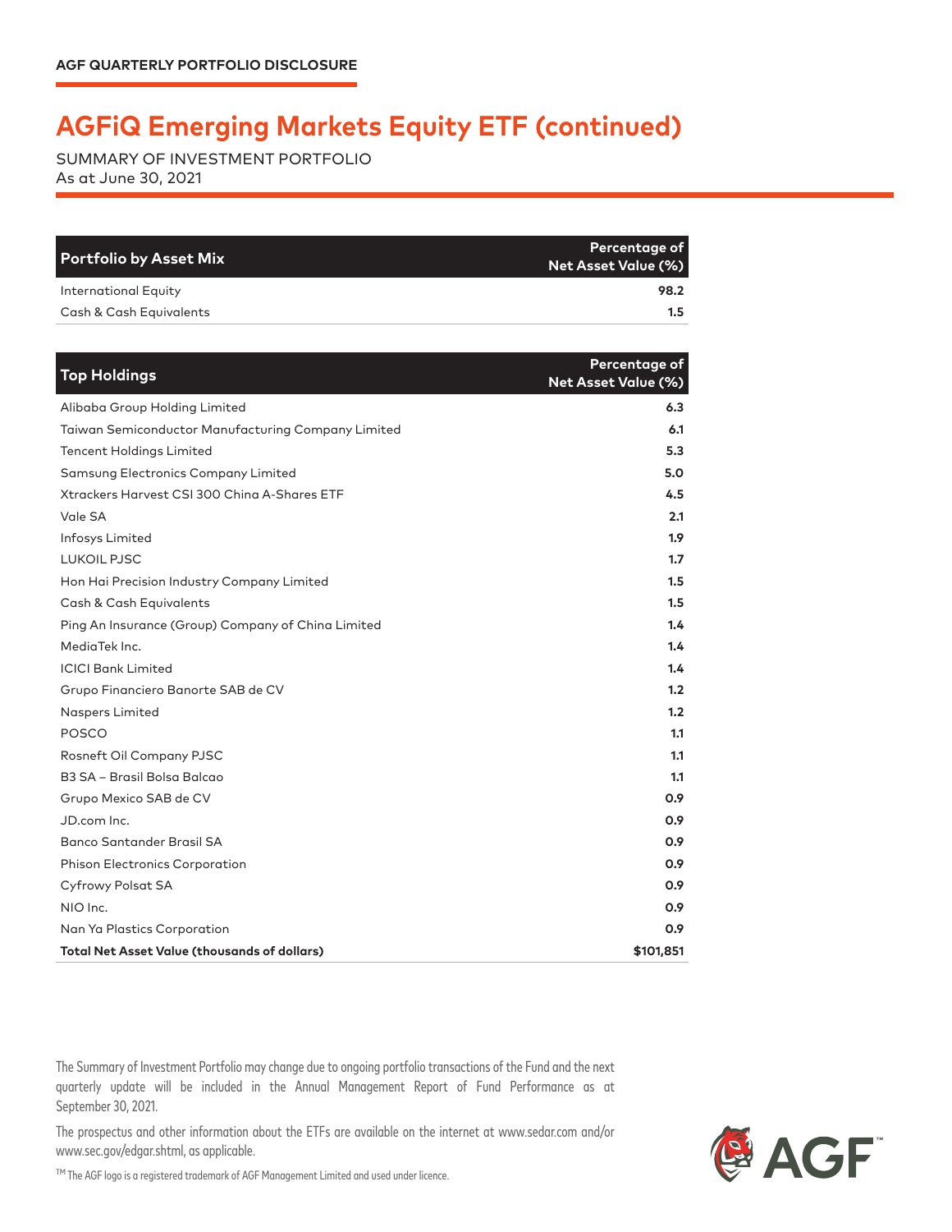AGF QUARTERLY PORTFOLIO DISCLOSURE

# AGFiQ Emerging Markets Equity ETF (continued)

SUMMARY OF INVESTMENT PORTFOLIO
As at June 30, 2021

| Portfolio by Asset Mix | Percentage of Net Asset Value (%) |
|---|---|
| International Equity | 98.2 |
| Cash & Cash Equivalents | 1.5 |

| Top Holdings | Percentage of Net Asset Value (%) |
|---|---|
| Alibaba Group Holding Limited | 6.3 |
| Taiwan Semiconductor Manufacturing Company Limited | 6.1 |
| Tencent Holdings Limited | 5.3 |
| Samsung Electronics Company Limited | 5.0 |
| Xtrackers Harvest CSI 300 China A-Shares ETF | 4.5 |
| Vale SA | 2.1 |
| Infosys Limited | 1.9 |
| LUKOIL PJSC | 1.7 |
| Hon Hai Precision Industry Company Limited | 1.5 |
| Cash & Cash Equivalents | 1.5 |
| Ping An Insurance (Group) Company of China Limited | 1.4 |
| MediaTek Inc. | 1.4 |
| ICICI Bank Limited | 1.4 |
| Grupo Financiero Banorte SAB de CV | 1.2 |
| Naspers Limited | 1.2 |
| POSCO | 1.1 |
| Rosneft Oil Company PJSC | 1.1 |
| B3 SA – Brasil Bolsa Balcao | 1.1 |
| Grupo Mexico SAB de CV | 0.9 |
| JD.com Inc. | 0.9 |
| Banco Santander Brasil SA | 0.9 |
| Phison Electronics Corporation | 0.9 |
| Cyfrowy Polsat SA | 0.9 |
| NIO Inc. | 0.9 |
| Nan Ya Plastics Corporation | 0.9 |
| **Total Net Asset Value (thousands of dollars)** | **$101,851** |

The Summary of Investment Portfolio may change due to ongoing portfolio transactions of the Fund and the next quarterly update will be included in the Annual Management Report of Fund Performance as at September 30, 2021.

The prospectus and other information about the ETFs are available on the internet at www.sedar.com and/or www.sec.gov/edgar.shtml, as applicable.

TM The AGF logo is a registered trademark of AGF Management Limited and used under licence.